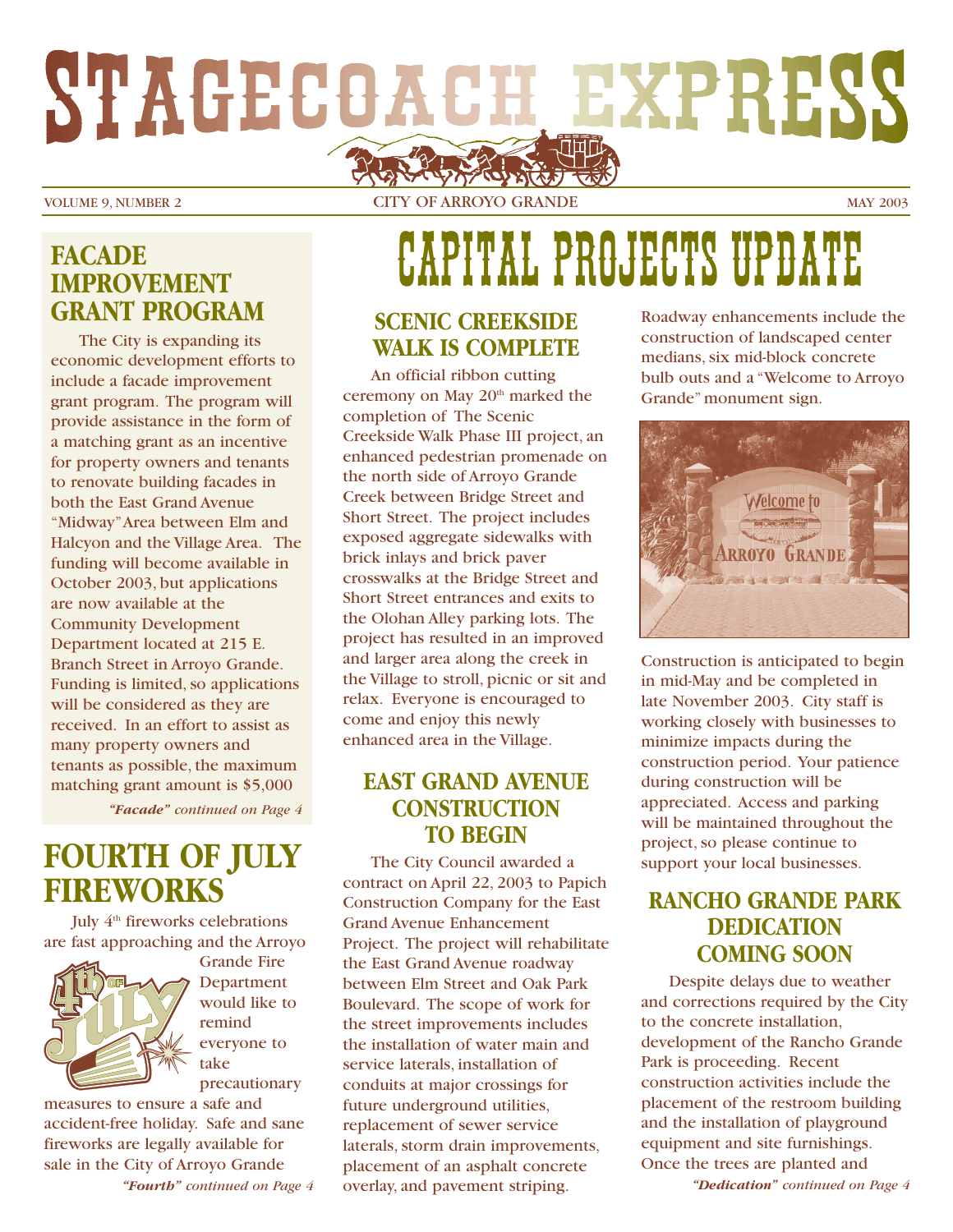# STAGECOACH EXPRESS

VOLUME 9, NUMBER 2 — CITY OF ARROYO GRANDE — MAY 2003

## FACADE IMPROVEMENT GRANT PROGRAM

The City is expanding its economic development efforts to include a facade improvement grant program. The program will provide assistance in the form of a matching grant as an incentive for property owners and tenants to renovate building facades in both the East Grand Avenue "Midway" Area between Elm and Halcyon and the Village Area. The funding will become available in October 2003, but applications are now available at the Community Development Department located at 215 E. Branch Street in Arroyo Grande. Funding is limited, so applications will be considered as they are received. In an effort to assist as many property owners and tenants as possible, the maximum matching grant amount is $5,000

*"Facade" continued on Page 4*

## FOURTH OF JULY FIREWORKS

July 4th fireworks celebrations are fast approaching and the Arroyo Grande Fire Department would like to remind everyone to take precautionary measures to ensure a safe and accident-free holiday. Safe and sane fireworks are legally available for sale in the City of Arroyo Grande

*"Fourth" continued on Page 4*

# CAPITAL PROJECTS UPDATE

## SCENIC CREEKSIDE WALK IS COMPLETE

An official ribbon cutting ceremony on May 20th marked the completion of The Scenic Creekside Walk Phase III project, an enhanced pedestrian promenade on the north side of Arroyo Grande Creek between Bridge Street and Short Street. The project includes exposed aggregate sidewalks with brick inlays and brick paver crosswalks at the Bridge Street and Short Street entrances and exits to the Olohan Alley parking lots. The project has resulted in an improved and larger area along the creek in the Village to stroll, picnic or sit and relax. Everyone is encouraged to come and enjoy this newly enhanced area in the Village.

## EAST GRAND AVENUE CONSTRUCTION TO BEGIN

The City Council awarded a contract on April 22, 2003 to Papich Construction Company for the East Grand Avenue Enhancement Project. The project will rehabilitate the East Grand Avenue roadway between Elm Street and Oak Park Boulevard. The scope of work for the street improvements includes the installation of water main and service laterals, installation of conduits at major crossings for future underground utilities, replacement of sewer service laterals, storm drain improvements, placement of an asphalt concrete overlay, and pavement striping. Roadway enhancements include the construction of landscaped center medians, six mid-block concrete bulb outs and a "Welcome to Arroyo Grande" monument sign.

Construction is anticipated to begin in mid-May and be completed in late November 2003. City staff is working closely with businesses to minimize impacts during the construction period. Your patience during construction will be appreciated. Access and parking will be maintained throughout the project, so please continue to support your local businesses.

## RANCHO GRANDE PARK DEDICATION COMING SOON

Despite delays due to weather and corrections required by the City to the concrete installation, development of the Rancho Grande Park is proceeding. Recent construction activities include the placement of the restroom building and the installation of playground equipment and site furnishings. Once the trees are planted and

*"Dedication" continued on Page 4*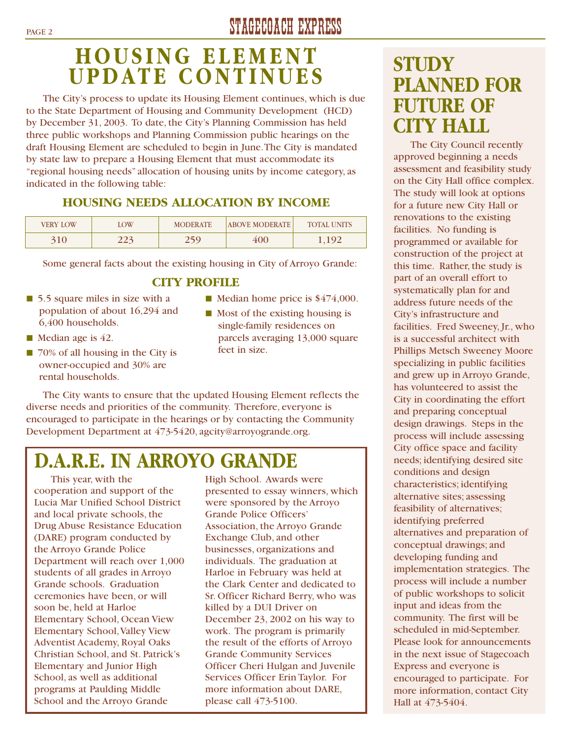# HOUSING ELEMENT UPDATE CONTINUES

The City's process to update its Housing Element continues, which is due to the State Department of Housing and Community Development (HCD) by December 31, 2003. To date, the City's Planning Commission has held three public workshops and Planning Commission public hearings on the draft Housing Element are scheduled to begin in June. The City is mandated by state law to prepare a Housing Element that must accommodate its "regional housing needs" allocation of housing units by income category, as indicated in the following table:

### HOUSING NEEDS ALLOCATION BY INCOME

| VERY LOW | LOW | MODERATE | ABOVE MODERATE | TOTAL UNITS |
|---|---|---|---|---|
| 310 | 223 | 259 | 400 | 1,192 |

Some general facts about the existing housing in City of Arroyo Grande:

### CITY PROFILE

- 5.5 square miles in size with a population of about 16,294 and 6,400 households.
- Median age is 42.
- 70% of all housing in the City is owner-occupied and 30% are rental households.
- Median home price is $474,000.
- Most of the existing housing is single-family residences on parcels averaging 13,000 square feet in size.

The City wants to ensure that the updated Housing Element reflects the diverse needs and priorities of the community. Therefore, everyone is encouraged to participate in the hearings or by contacting the Community Development Department at 473-5420, agcity@arroyogrande.org.

# D.A.R.E. IN ARROYO GRANDE

This year, with the cooperation and support of the Lucia Mar Unified School District and local private schools, the Drug Abuse Resistance Education (DARE) program conducted by the Arroyo Grande Police Department will reach over 1,000 students of all grades in Arroyo Grande schools. Graduation ceremonies have been, or will soon be, held at Harloe Elementary School, Ocean View Elementary School, Valley View Adventist Academy, Royal Oaks Christian School, and St. Patrick's Elementary and Junior High School, as well as additional programs at Paulding Middle School and the Arroyo Grande High School. Awards were presented to essay winners, which were sponsored by the Arroyo Grande Police Officers' Association, the Arroyo Grande Exchange Club, and other businesses, organizations and individuals. The graduation at Harloe in February was held at the Clark Center and dedicated to Sr. Officer Richard Berry, who was killed by a DUI Driver on December 23, 2002 on his way to work. The program is primarily the result of the efforts of Arroyo Grande Community Services Officer Cheri Hulgan and Juvenile Services Officer Erin Taylor. For more information about DARE, please call 473-5100.

# STUDY PLANNED FOR FUTURE OF CITY HALL

The City Council recently approved beginning a needs assessment and feasibility study on the City Hall office complex. The study will look at options for a future new City Hall or renovations to the existing facilities. No funding is programmed or available for construction of the project at this time. Rather, the study is part of an overall effort to systematically plan for and address future needs of the City's infrastructure and facilities. Fred Sweeney, Jr., who is a successful architect with Phillips Metsch Sweeney Moore specializing in public facilities and grew up in Arroyo Grande, has volunteered to assist the City in coordinating the effort and preparing conceptual design drawings. Steps in the process will include assessing City office space and facility needs; identifying desired site conditions and design characteristics; identifying alternative sites; assessing feasibility of alternatives; identifying preferred alternatives and preparation of conceptual drawings; and developing funding and implementation strategies. The process will include a number of public workshops to solicit input and ideas from the community. The first will be scheduled in mid-September. Please look for announcements in the next issue of Stagecoach Express and everyone is encouraged to participate. For more information, contact City Hall at 473-5404.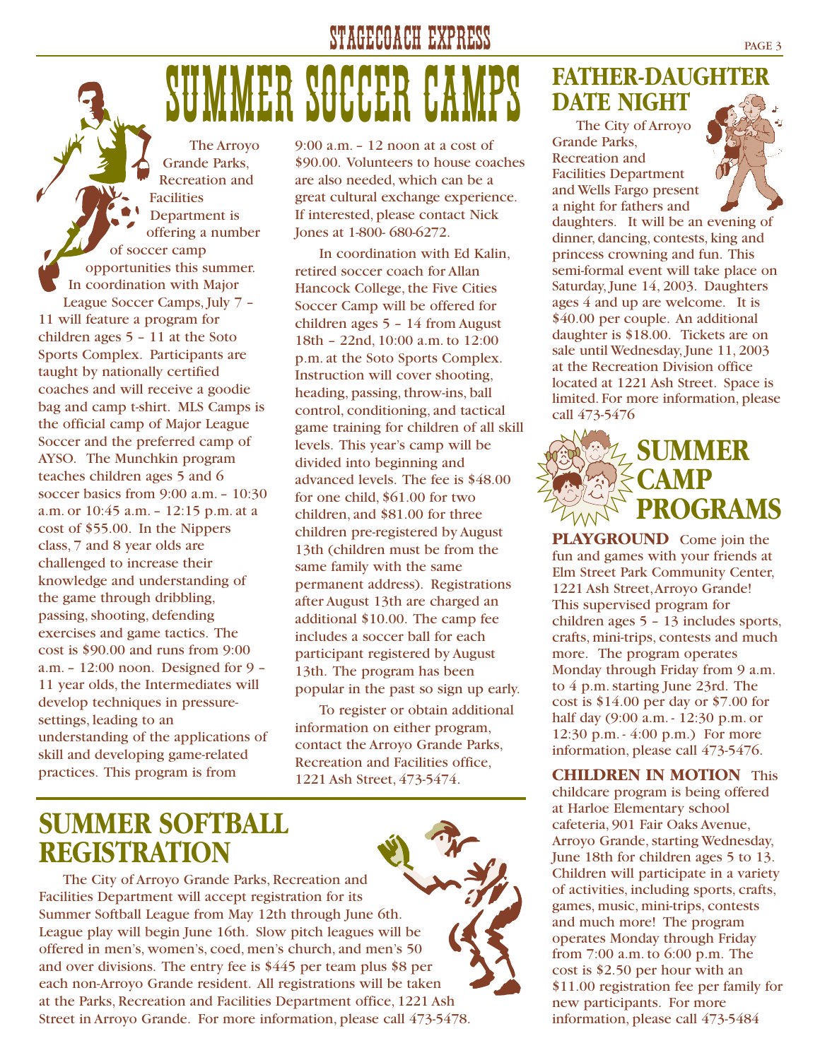# SUMMER SOCCER CAMPS

The Arroyo Grande Parks, Recreation and Facilities Department is offering a number of soccer camp opportunities this summer. In coordination with Major League Soccer Camps, July 7 – 11 will feature a program for children ages 5 – 11 at the Soto Sports Complex. Participants are taught by nationally certified coaches and will receive a goodie bag and camp t-shirt. MLS Camps is the official camp of Major League Soccer and the preferred camp of AYSO. The Munchkin program teaches children ages 5 and 6 soccer basics from 9:00 a.m. – 10:30 a.m. or 10:45 a.m. – 12:15 p.m. at a cost of $55.00. In the Nippers class, 7 and 8 year olds are challenged to increase their knowledge and understanding of the game through dribbling, passing, shooting, defending exercises and game tactics. The cost is $90.00 and runs from 9:00 a.m. – 12:00 noon. Designed for 9 – 11 year olds, the Intermediates will develop techniques in pressure-settings, leading to an understanding of the applications of skill and developing game-related practices. This program is from 9:00 a.m. – 12 noon at a cost of $90.00. Volunteers to house coaches are also needed, which can be a great cultural exchange experience. If interested, please contact Nick Jones at 1-800- 680-6272.

In coordination with Ed Kalin, retired soccer coach for Allan Hancock College, the Five Cities Soccer Camp will be offered for children ages 5 – 14 from August 18th – 22nd, 10:00 a.m. to 12:00 p.m. at the Soto Sports Complex. Instruction will cover shooting, heading, passing, throw-ins, ball control, conditioning, and tactical game training for children of all skill levels. This year's camp will be divided into beginning and advanced levels. The fee is $48.00 for one child, $61.00 for two children, and $81.00 for three children pre-registered by August 13th (children must be from the same family with the same permanent address). Registrations after August 13th are charged an additional $10.00. The camp fee includes a soccer ball for each participant registered by August 13th. The program has been popular in the past so sign up early.

To register or obtain additional information on either program, contact the Arroyo Grande Parks, Recreation and Facilities office, 1221 Ash Street, 473-5474.

## SUMMER SOFTBALL REGISTRATION

The City of Arroyo Grande Parks, Recreation and Facilities Department will accept registration for its Summer Softball League from May 12th through June 6th. League play will begin June 16th. Slow pitch leagues will be offered in men's, women's, coed, men's church, and men's 50 and over divisions. The entry fee is $445 per team plus $8 per each non-Arroyo Grande resident. All registrations will be taken at the Parks, Recreation and Facilities Department office, 1221 Ash Street in Arroyo Grande. For more information, please call 473-5478.

## FATHER-DAUGHTER DATE NIGHT

The City of Arroyo Grande Parks, Recreation and Facilities Department and Wells Fargo present a night for fathers and daughters. It will be an evening of dinner, dancing, contests, king and princess crowning and fun. This semi-formal event will take place on Saturday, June 14, 2003. Daughters ages 4 and up are welcome. It is $40.00 per couple. An additional daughter is $18.00. Tickets are on sale until Wednesday, June 11, 2003 at the Recreation Division office located at 1221 Ash Street. Space is limited. For more information, please call 473-5476

## SUMMER CAMP PROGRAMS

**PLAYGROUND** Come join the fun and games with your friends at Elm Street Park Community Center, 1221 Ash Street, Arroyo Grande! This supervised program for children ages 5 – 13 includes sports, crafts, mini-trips, contests and much more. The program operates Monday through Friday from 9 a.m. to 4 p.m. starting June 23rd. The cost is $14.00 per day or $7.00 for half day (9:00 a.m. - 12:30 p.m. or 12:30 p.m. - 4:00 p.m.) For more information, please call 473-5476.

**CHILDREN IN MOTION** This childcare program is being offered at Harloe Elementary school cafeteria, 901 Fair Oaks Avenue, Arroyo Grande, starting Wednesday, June 18th for children ages 5 to 13. Children will participate in a variety of activities, including sports, crafts, games, music, mini-trips, contests and much more! The program operates Monday through Friday from 7:00 a.m. to 6:00 p.m. The cost is $2.50 per hour with an $11.00 registration fee per family for new participants. For more information, please call 473-5484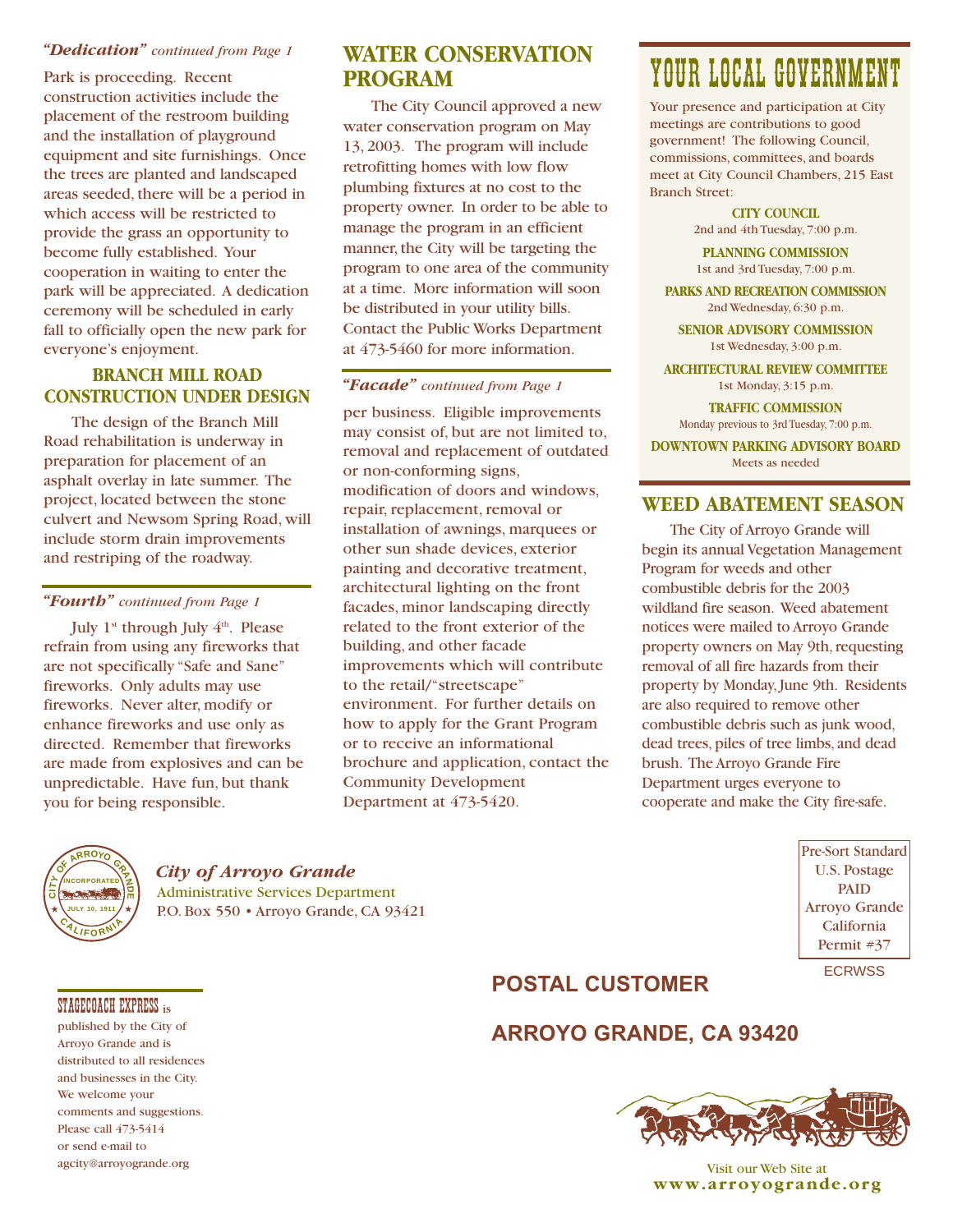*"Dedication" continued from Page 1*

Park is proceeding. Recent construction activities include the placement of the restroom building and the installation of playground equipment and site furnishings. Once the trees are planted and landscaped areas seeded, there will be a period in which access will be restricted to provide the grass an opportunity to become fully established. Your cooperation in waiting to enter the park will be appreciated. A dedication ceremony will be scheduled in early fall to officially open the new park for everyone's enjoyment.

## BRANCH MILL ROAD CONSTRUCTION UNDER DESIGN

The design of the Branch Mill Road rehabilitation is underway in preparation for placement of an asphalt overlay in late summer. The project, located between the stone culvert and Newsom Spring Road, will include storm drain improvements and restriping of the roadway.

*"Fourth" continued from Page 1*

July 1st through July 4th. Please refrain from using any fireworks that are not specifically "Safe and Sane" fireworks. Only adults may use fireworks. Never alter, modify or enhance fireworks and use only as directed. Remember that fireworks are made from explosives and can be unpredictable. Have fun, but thank you for being responsible.

## WATER CONSERVATION PROGRAM

The City Council approved a new water conservation program on May 13, 2003. The program will include retrofitting homes with low flow plumbing fixtures at no cost to the property owner. In order to be able to manage the program in an efficient manner, the City will be targeting the program to one area of the community at a time. More information will soon be distributed in your utility bills. Contact the Public Works Department at 473-5460 for more information.

*"Facade" continued from Page 1*

per business. Eligible improvements may consist of, but are not limited to, removal and replacement of outdated or non-conforming signs, modification of doors and windows, repair, replacement, removal or installation of awnings, marquees or other sun shade devices, exterior painting and decorative treatment, architectural lighting on the front facades, minor landscaping directly related to the front exterior of the building, and other facade improvements which will contribute to the retail/"streetscape" environment. For further details on how to apply for the Grant Program or to receive an informational brochure and application, contact the Community Development Department at 473-5420.

## YOUR LOCAL GOVERNMENT

Your presence and participation at City meetings are contributions to good government! The following Council, commissions, committees, and boards meet at City Council Chambers, 215 East Branch Street:

**CITY COUNCIL**
2nd and 4th Tuesday, 7:00 p.m.

**PLANNING COMMISSION**
1st and 3rd Tuesday, 7:00 p.m.

**PARKS AND RECREATION COMMISSION**
2nd Wednesday, 6:30 p.m.

**SENIOR ADVISORY COMMISSION**
1st Wednesday, 3:00 p.m.

**ARCHITECTURAL REVIEW COMMITTEE**
1st Monday, 3:15 p.m.

**TRAFFIC COMMISSION**
Monday previous to 3rd Tuesday, 7:00 p.m.

**DOWNTOWN PARKING ADVISORY BOARD**
Meets as needed

## WEED ABATEMENT SEASON

The City of Arroyo Grande will begin its annual Vegetation Management Program for weeds and other combustible debris for the 2003 wildland fire season. Weed abatement notices were mailed to Arroyo Grande property owners on May 9th, requesting removal of all fire hazards from their property by Monday, June 9th. Residents are also required to remove other combustible debris such as junk wood, dead trees, piles of tree limbs, and dead brush. The Arroyo Grande Fire Department urges everyone to cooperate and make the City fire-safe.

CITY OF ARROYO GRANDE · INCORPORATED · JULY 10, 1911 · CALIFORNIA

*City of Arroyo Grande*
Administrative Services Department
P.O. Box 550 • Arroyo Grande, CA 93421

Pre-Sort Standard
U.S. Postage
PAID
Arroyo Grande
California
Permit #37

ECRWSS

**POSTAL CUSTOMER**

**ARROYO GRANDE, CA 93420**

STAGECOACH EXPRESS is published by the City of Arroyo Grande and is distributed to all residences and businesses in the City. We welcome your comments and suggestions. Please call 473-5414 or send e-mail to agcity@arroyogrande.org

Visit our Web Site at
**www.arroyogrande.org**